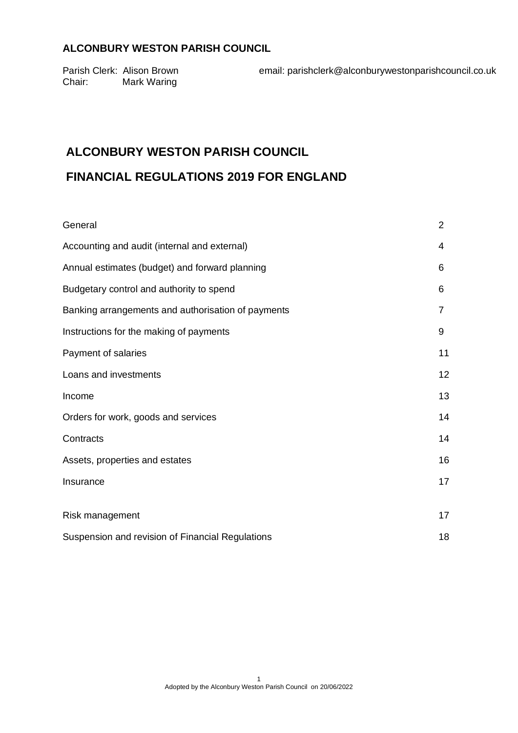**ALCONBURY WESTON PARISH COUNCIL**

Parish Clerk: Alison Brown
Chair: Mark Waring

email: parishclerk@alconburywestonparishcouncil.co.uk

# ALCONBURY WESTON PARISH COUNCIL

# FINANCIAL REGULATIONS 2019 FOR ENGLAND

| | |
|---|---|
| General | 2 |
| Accounting and audit (internal and external) | 4 |
| Annual estimates (budget) and forward planning | 6 |
| Budgetary control and authority to spend | 6 |
| Banking arrangements and authorisation of payments | 7 |
| Instructions for the making of payments | 9 |
| Payment of salaries | 11 |
| Loans and investments | 12 |
| Income | 13 |
| Orders for work, goods and services | 14 |
| Contracts | 14 |
| Assets, properties and estates | 16 |
| Insurance | 17 |
| Risk management | 17 |
| Suspension and revision of Financial Regulations | 18 |

Adopted by the Alconbury Weston Parish Council on 20/06/2022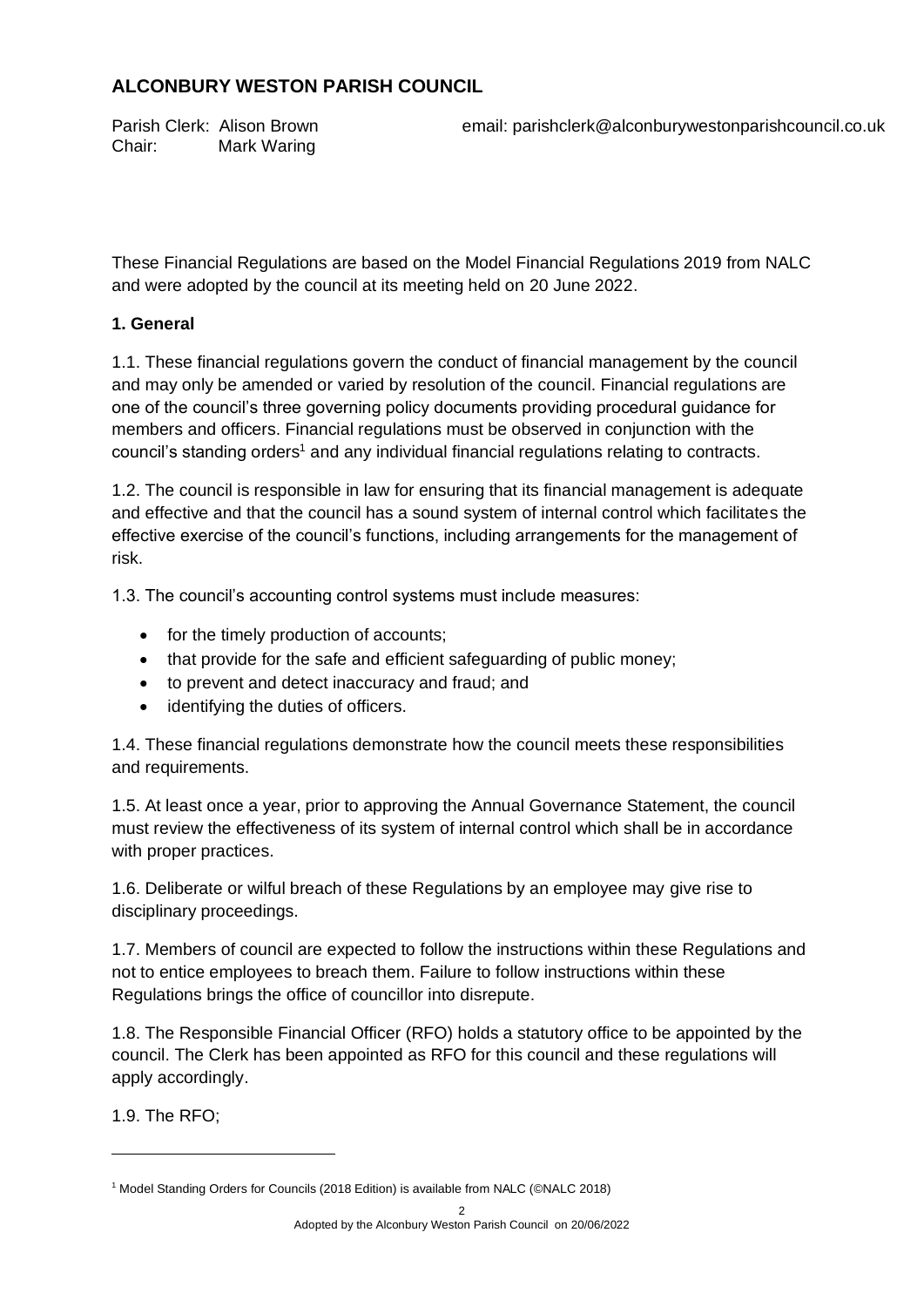# ALCONBURY WESTON PARISH COUNCIL

Parish Clerk: Alison Brown email: parishclerk@alconburywestonparishcouncil.co.uk
Chair: Mark Waring

These Financial Regulations are based on the Model Financial Regulations 2019 from NALC and were adopted by the council at its meeting held on 20 June 2022.

**1. General**

1.1. These financial regulations govern the conduct of financial management by the council and may only be amended or varied by resolution of the council. Financial regulations are one of the council's three governing policy documents providing procedural guidance for members and officers. Financial regulations must be observed in conjunction with the council's standing orders[1] and any individual financial regulations relating to contracts.

1.2. The council is responsible in law for ensuring that its financial management is adequate and effective and that the council has a sound system of internal control which facilitates the effective exercise of the council's functions, including arrangements for the management of risk.

1.3. The council's accounting control systems must include measures:

- for the timely production of accounts;
- that provide for the safe and efficient safeguarding of public money;
- to prevent and detect inaccuracy and fraud; and
- identifying the duties of officers.

1.4. These financial regulations demonstrate how the council meets these responsibilities and requirements.

1.5. At least once a year, prior to approving the Annual Governance Statement, the council must review the effectiveness of its system of internal control which shall be in accordance with proper practices.

1.6. Deliberate or wilful breach of these Regulations by an employee may give rise to disciplinary proceedings.

1.7. Members of council are expected to follow the instructions within these Regulations and not to entice employees to breach them. Failure to follow instructions within these Regulations brings the office of councillor into disrepute.

1.8. The Responsible Financial Officer (RFO) holds a statutory office to be appointed by the council. The Clerk has been appointed as RFO for this council and these regulations will apply accordingly.

1.9. The RFO;

[1] Model Standing Orders for Councils (2018 Edition) is available from NALC (©NALC 2018)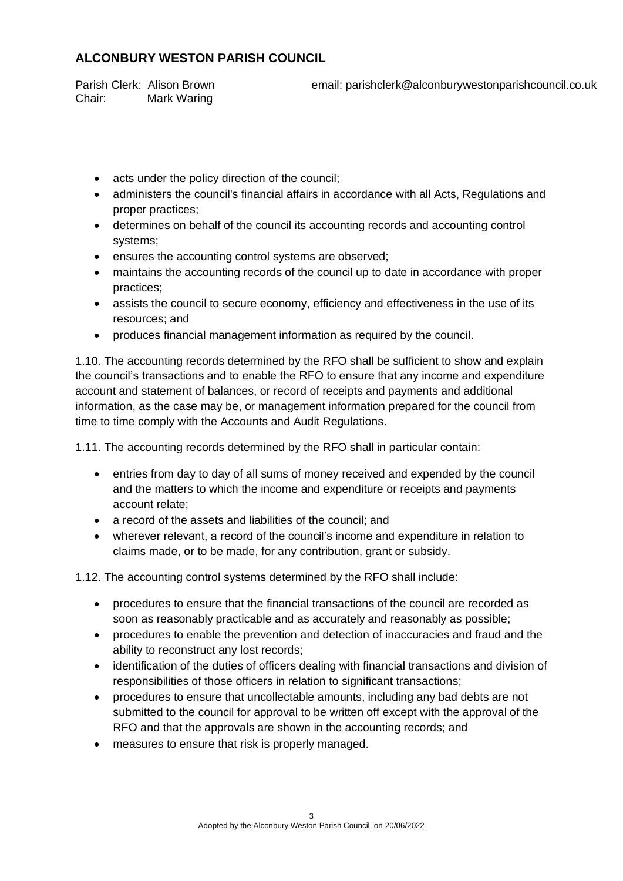- acts under the policy direction of the council;
- administers the council's financial affairs in accordance with all Acts, Regulations and proper practices;
- determines on behalf of the council its accounting records and accounting control systems;
- ensures the accounting control systems are observed;
- maintains the accounting records of the council up to date in accordance with proper practices;
- assists the council to secure economy, efficiency and effectiveness in the use of its resources; and
- produces financial management information as required by the council.

1.10. The accounting records determined by the RFO shall be sufficient to show and explain the council's transactions and to enable the RFO to ensure that any income and expenditure account and statement of balances, or record of receipts and payments and additional information, as the case may be, or management information prepared for the council from time to time comply with the Accounts and Audit Regulations.

1.11. The accounting records determined by the RFO shall in particular contain:

- entries from day to day of all sums of money received and expended by the council and the matters to which the income and expenditure or receipts and payments account relate;
- a record of the assets and liabilities of the council; and
- wherever relevant, a record of the council's income and expenditure in relation to claims made, or to be made, for any contribution, grant or subsidy.

1.12. The accounting control systems determined by the RFO shall include:

- procedures to ensure that the financial transactions of the council are recorded as soon as reasonably practicable and as accurately and reasonably as possible;
- procedures to enable the prevention and detection of inaccuracies and fraud and the ability to reconstruct any lost records;
- identification of the duties of officers dealing with financial transactions and division of responsibilities of those officers in relation to significant transactions;
- procedures to ensure that uncollectable amounts, including any bad debts are not submitted to the council for approval to be written off except with the approval of the RFO and that the approvals are shown in the accounting records; and
- measures to ensure that risk is properly managed.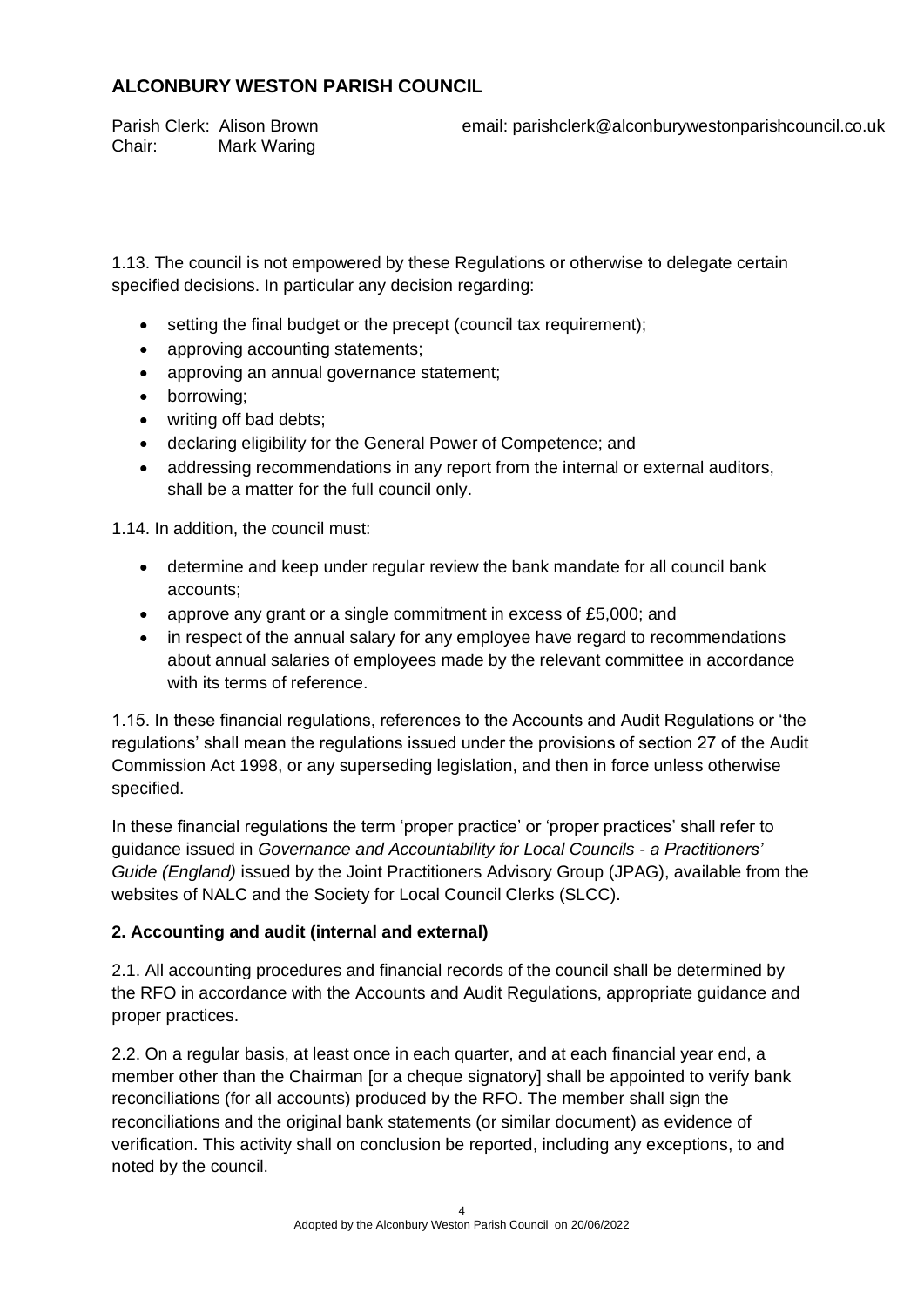1.13. The council is not empowered by these Regulations or otherwise to delegate certain specified decisions. In particular any decision regarding:

- setting the final budget or the precept (council tax requirement);
- approving accounting statements;
- approving an annual governance statement;
- borrowing;
- writing off bad debts;
- declaring eligibility for the General Power of Competence; and
- addressing recommendations in any report from the internal or external auditors, shall be a matter for the full council only.

1.14. In addition, the council must:

- determine and keep under regular review the bank mandate for all council bank accounts;
- approve any grant or a single commitment in excess of £5,000; and
- in respect of the annual salary for any employee have regard to recommendations about annual salaries of employees made by the relevant committee in accordance with its terms of reference.

1.15. In these financial regulations, references to the Accounts and Audit Regulations or 'the regulations' shall mean the regulations issued under the provisions of section 27 of the Audit Commission Act 1998, or any superseding legislation, and then in force unless otherwise specified.

In these financial regulations the term 'proper practice' or 'proper practices' shall refer to guidance issued in *Governance and Accountability for Local Councils - a Practitioners' Guide (England)* issued by the Joint Practitioners Advisory Group (JPAG), available from the websites of NALC and the Society for Local Council Clerks (SLCC).

**2. Accounting and audit (internal and external)**

2.1. All accounting procedures and financial records of the council shall be determined by the RFO in accordance with the Accounts and Audit Regulations, appropriate guidance and proper practices.

2.2. On a regular basis, at least once in each quarter, and at each financial year end, a member other than the Chairman [or a cheque signatory] shall be appointed to verify bank reconciliations (for all accounts) produced by the RFO. The member shall sign the reconciliations and the original bank statements (or similar document) as evidence of verification. This activity shall on conclusion be reported, including any exceptions, to and noted by the council.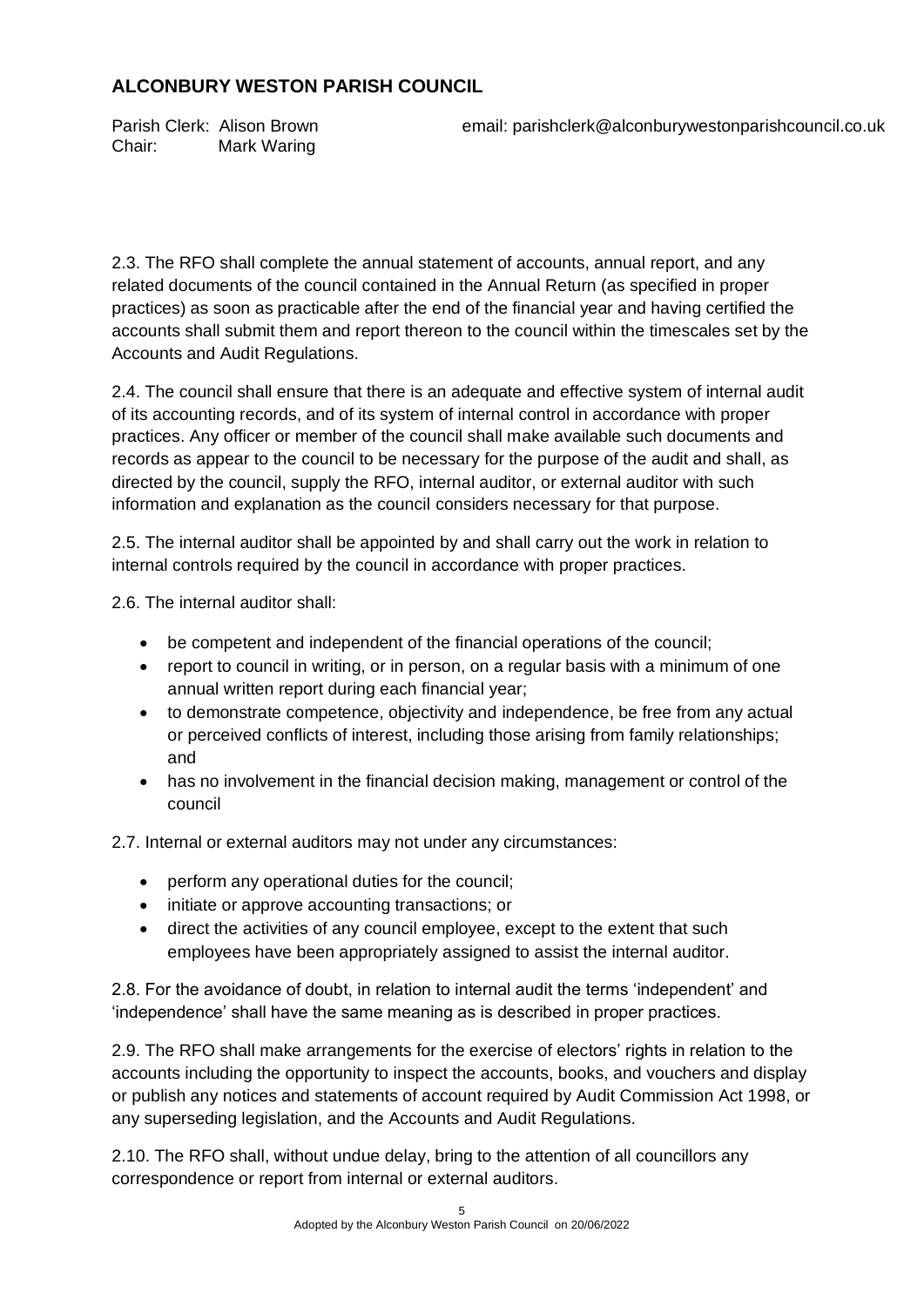2.3. The RFO shall complete the annual statement of accounts, annual report, and any related documents of the council contained in the Annual Return (as specified in proper practices) as soon as practicable after the end of the financial year and having certified the accounts shall submit them and report thereon to the council within the timescales set by the Accounts and Audit Regulations.

2.4. The council shall ensure that there is an adequate and effective system of internal audit of its accounting records, and of its system of internal control in accordance with proper practices. Any officer or member of the council shall make available such documents and records as appear to the council to be necessary for the purpose of the audit and shall, as directed by the council, supply the RFO, internal auditor, or external auditor with such information and explanation as the council considers necessary for that purpose.

2.5. The internal auditor shall be appointed by and shall carry out the work in relation to internal controls required by the council in accordance with proper practices.

2.6. The internal auditor shall:

- be competent and independent of the financial operations of the council;
- report to council in writing, or in person, on a regular basis with a minimum of one annual written report during each financial year;
- to demonstrate competence, objectivity and independence, be free from any actual or perceived conflicts of interest, including those arising from family relationships; and
- has no involvement in the financial decision making, management or control of the council

2.7. Internal or external auditors may not under any circumstances:

- perform any operational duties for the council;
- initiate or approve accounting transactions; or
- direct the activities of any council employee, except to the extent that such employees have been appropriately assigned to assist the internal auditor.

2.8. For the avoidance of doubt, in relation to internal audit the terms 'independent' and 'independence' shall have the same meaning as is described in proper practices.

2.9. The RFO shall make arrangements for the exercise of electors' rights in relation to the accounts including the opportunity to inspect the accounts, books, and vouchers and display or publish any notices and statements of account required by Audit Commission Act 1998, or any superseding legislation, and the Accounts and Audit Regulations.

2.10. The RFO shall, without undue delay, bring to the attention of all councillors any correspondence or report from internal or external auditors.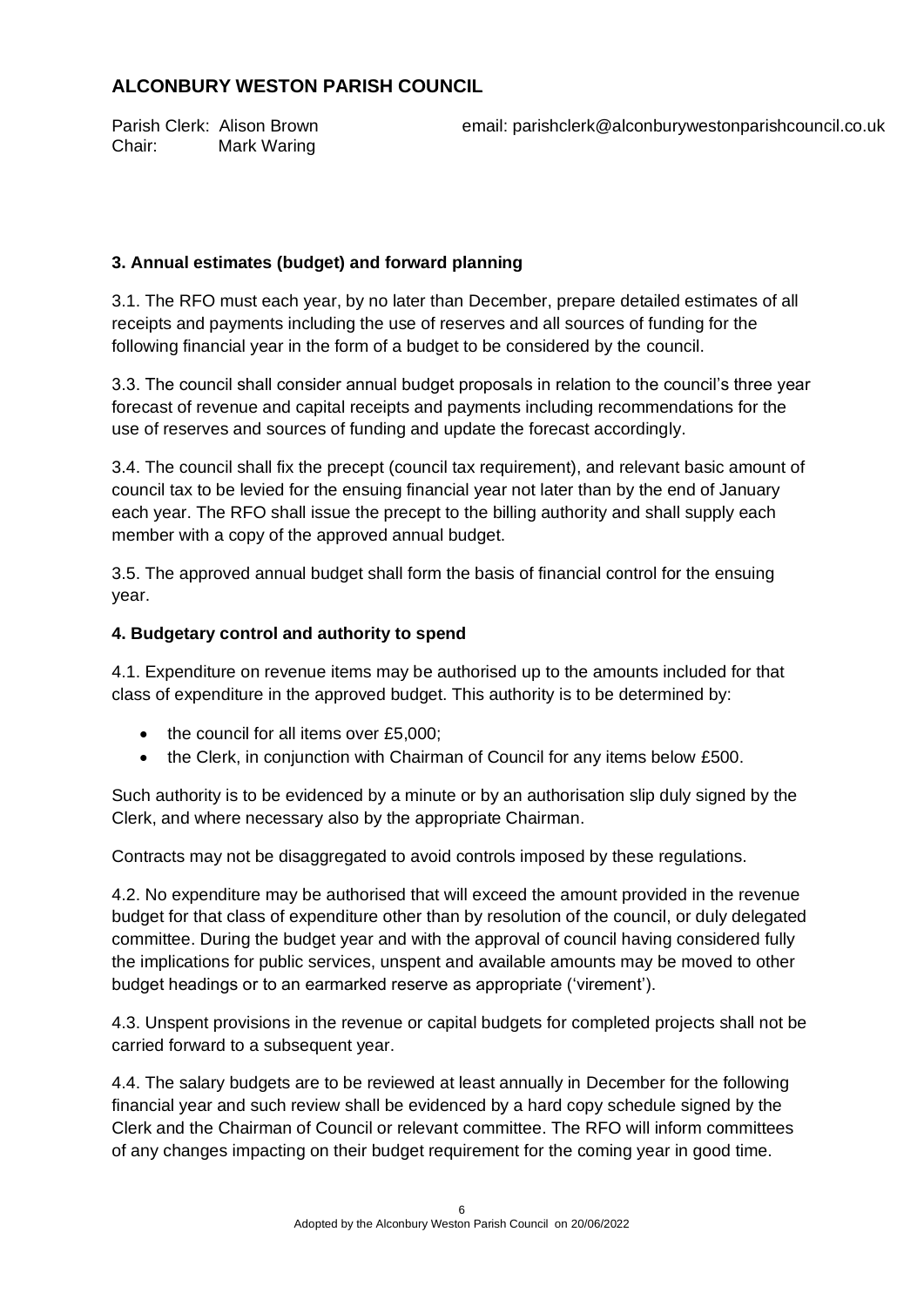## 3. Annual estimates (budget) and forward planning

3.1. The RFO must each year, by no later than December, prepare detailed estimates of all receipts and payments including the use of reserves and all sources of funding for the following financial year in the form of a budget to be considered by the council.

3.3. The council shall consider annual budget proposals in relation to the council's three year forecast of revenue and capital receipts and payments including recommendations for the use of reserves and sources of funding and update the forecast accordingly.

3.4. The council shall fix the precept (council tax requirement), and relevant basic amount of council tax to be levied for the ensuing financial year not later than by the end of January each year. The RFO shall issue the precept to the billing authority and shall supply each member with a copy of the approved annual budget.

3.5. The approved annual budget shall form the basis of financial control for the ensuing year.

## 4. Budgetary control and authority to spend

4.1. Expenditure on revenue items may be authorised up to the amounts included for that class of expenditure in the approved budget. This authority is to be determined by:

- the council for all items over £5,000;
- the Clerk, in conjunction with Chairman of Council for any items below £500.

Such authority is to be evidenced by a minute or by an authorisation slip duly signed by the Clerk, and where necessary also by the appropriate Chairman.

Contracts may not be disaggregated to avoid controls imposed by these regulations.

4.2. No expenditure may be authorised that will exceed the amount provided in the revenue budget for that class of expenditure other than by resolution of the council, or duly delegated committee. During the budget year and with the approval of council having considered fully the implications for public services, unspent and available amounts may be moved to other budget headings or to an earmarked reserve as appropriate ('virement').

4.3. Unspent provisions in the revenue or capital budgets for completed projects shall not be carried forward to a subsequent year.

4.4. The salary budgets are to be reviewed at least annually in December for the following financial year and such review shall be evidenced by a hard copy schedule signed by the Clerk and the Chairman of Council or relevant committee. The RFO will inform committees of any changes impacting on their budget requirement for the coming year in good time.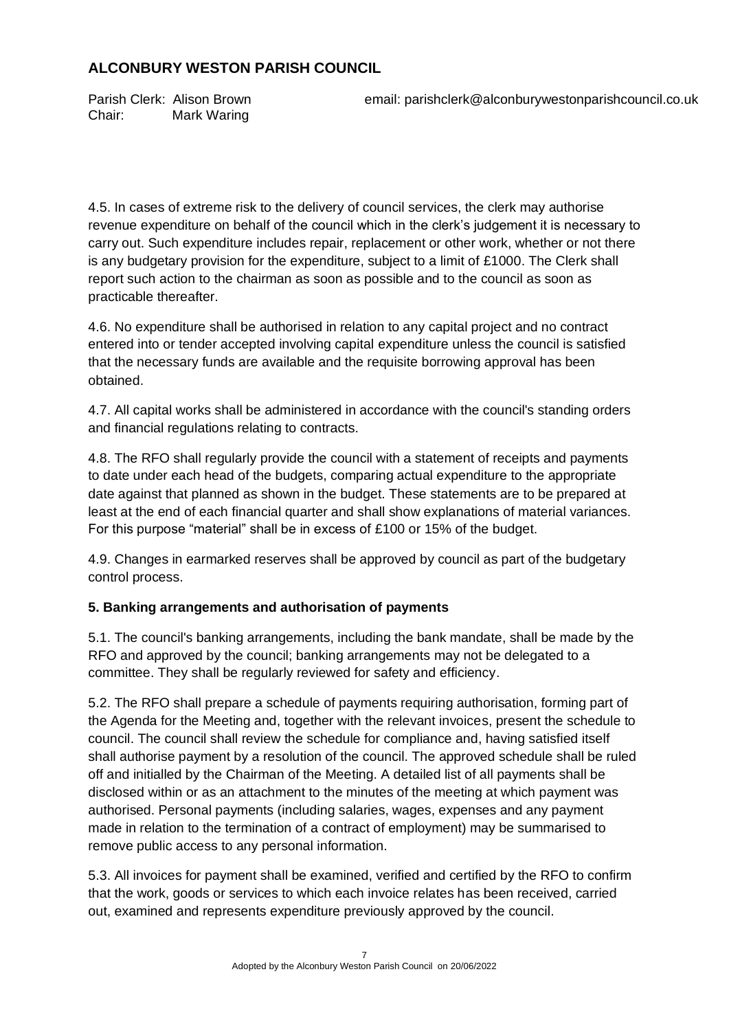4.5. In cases of extreme risk to the delivery of council services, the clerk may authorise revenue expenditure on behalf of the council which in the clerk's judgement it is necessary to carry out. Such expenditure includes repair, replacement or other work, whether or not there is any budgetary provision for the expenditure, subject to a limit of £1000. The Clerk shall report such action to the chairman as soon as possible and to the council as soon as practicable thereafter.

4.6. No expenditure shall be authorised in relation to any capital project and no contract entered into or tender accepted involving capital expenditure unless the council is satisfied that the necessary funds are available and the requisite borrowing approval has been obtained.

4.7. All capital works shall be administered in accordance with the council's standing orders and financial regulations relating to contracts.

4.8. The RFO shall regularly provide the council with a statement of receipts and payments to date under each head of the budgets, comparing actual expenditure to the appropriate date against that planned as shown in the budget. These statements are to be prepared at least at the end of each financial quarter and shall show explanations of material variances. For this purpose "material" shall be in excess of £100 or 15% of the budget.

4.9. Changes in earmarked reserves shall be approved by council as part of the budgetary control process.

## 5. Banking arrangements and authorisation of payments

5.1. The council's banking arrangements, including the bank mandate, shall be made by the RFO and approved by the council; banking arrangements may not be delegated to a committee. They shall be regularly reviewed for safety and efficiency.

5.2. The RFO shall prepare a schedule of payments requiring authorisation, forming part of the Agenda for the Meeting and, together with the relevant invoices, present the schedule to council. The council shall review the schedule for compliance and, having satisfied itself shall authorise payment by a resolution of the council. The approved schedule shall be ruled off and initialled by the Chairman of the Meeting. A detailed list of all payments shall be disclosed within or as an attachment to the minutes of the meeting at which payment was authorised. Personal payments (including salaries, wages, expenses and any payment made in relation to the termination of a contract of employment) may be summarised to remove public access to any personal information.

5.3. All invoices for payment shall be examined, verified and certified by the RFO to confirm that the work, goods or services to which each invoice relates has been received, carried out, examined and represents expenditure previously approved by the council.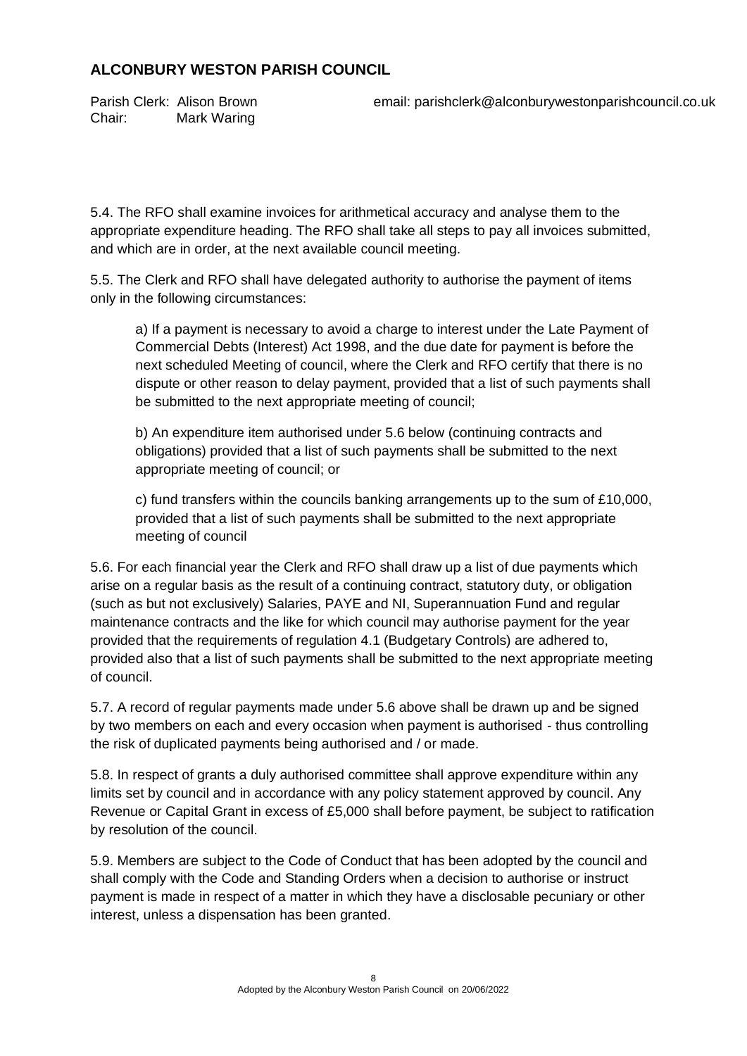5.4. The RFO shall examine invoices for arithmetical accuracy and analyse them to the appropriate expenditure heading. The RFO shall take all steps to pay all invoices submitted, and which are in order, at the next available council meeting.

5.5. The Clerk and RFO shall have delegated authority to authorise the payment of items only in the following circumstances:

a) If a payment is necessary to avoid a charge to interest under the Late Payment of Commercial Debts (Interest) Act 1998, and the due date for payment is before the next scheduled Meeting of council, where the Clerk and RFO certify that there is no dispute or other reason to delay payment, provided that a list of such payments shall be submitted to the next appropriate meeting of council;

b) An expenditure item authorised under 5.6 below (continuing contracts and obligations) provided that a list of such payments shall be submitted to the next appropriate meeting of council; or

c) fund transfers within the councils banking arrangements up to the sum of £10,000, provided that a list of such payments shall be submitted to the next appropriate meeting of council

5.6. For each financial year the Clerk and RFO shall draw up a list of due payments which arise on a regular basis as the result of a continuing contract, statutory duty, or obligation (such as but not exclusively) Salaries, PAYE and NI, Superannuation Fund and regular maintenance contracts and the like for which council may authorise payment for the year provided that the requirements of regulation 4.1 (Budgetary Controls) are adhered to, provided also that a list of such payments shall be submitted to the next appropriate meeting of council.

5.7. A record of regular payments made under 5.6 above shall be drawn up and be signed by two members on each and every occasion when payment is authorised - thus controlling the risk of duplicated payments being authorised and / or made.

5.8. In respect of grants a duly authorised committee shall approve expenditure within any limits set by council and in accordance with any policy statement approved by council. Any Revenue or Capital Grant in excess of £5,000 shall before payment, be subject to ratification by resolution of the council.

5.9. Members are subject to the Code of Conduct that has been adopted by the council and shall comply with the Code and Standing Orders when a decision to authorise or instruct payment is made in respect of a matter in which they have a disclosable pecuniary or other interest, unless a dispensation has been granted.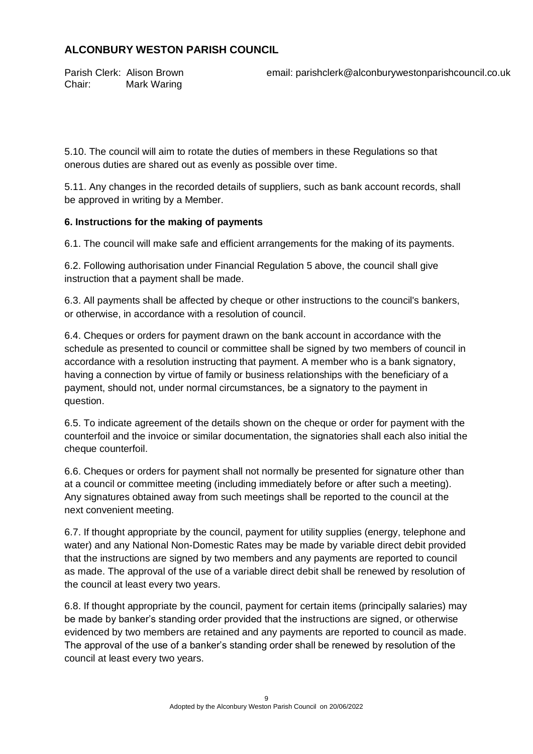5.10. The council will aim to rotate the duties of members in these Regulations so that onerous duties are shared out as evenly as possible over time.

5.11. Any changes in the recorded details of suppliers, such as bank account records, shall be approved in writing by a Member.

**6. Instructions for the making of payments**

6.1. The council will make safe and efficient arrangements for the making of its payments.

6.2. Following authorisation under Financial Regulation 5 above, the council shall give instruction that a payment shall be made.

6.3. All payments shall be affected by cheque or other instructions to the council's bankers, or otherwise, in accordance with a resolution of council.

6.4. Cheques or orders for payment drawn on the bank account in accordance with the schedule as presented to council or committee shall be signed by two members of council in accordance with a resolution instructing that payment. A member who is a bank signatory, having a connection by virtue of family or business relationships with the beneficiary of a payment, should not, under normal circumstances, be a signatory to the payment in question.

6.5. To indicate agreement of the details shown on the cheque or order for payment with the counterfoil and the invoice or similar documentation, the signatories shall each also initial the cheque counterfoil.

6.6. Cheques or orders for payment shall not normally be presented for signature other than at a council or committee meeting (including immediately before or after such a meeting). Any signatures obtained away from such meetings shall be reported to the council at the next convenient meeting.

6.7. If thought appropriate by the council, payment for utility supplies (energy, telephone and water) and any National Non-Domestic Rates may be made by variable direct debit provided that the instructions are signed by two members and any payments are reported to council as made. The approval of the use of a variable direct debit shall be renewed by resolution of the council at least every two years.

6.8. If thought appropriate by the council, payment for certain items (principally salaries) may be made by banker's standing order provided that the instructions are signed, or otherwise evidenced by two members are retained and any payments are reported to council as made. The approval of the use of a banker's standing order shall be renewed by resolution of the council at least every two years.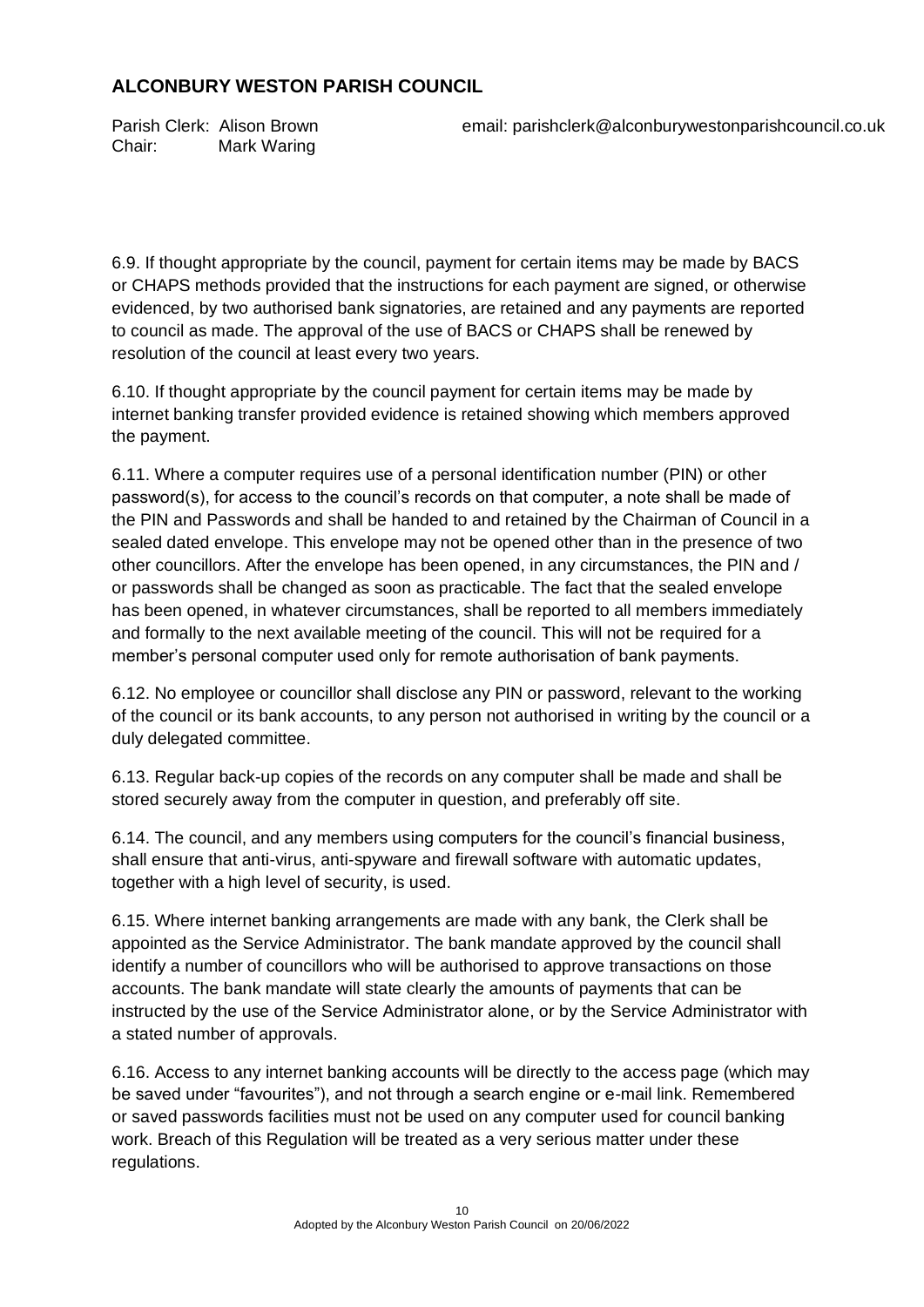6.9. If thought appropriate by the council, payment for certain items may be made by BACS or CHAPS methods provided that the instructions for each payment are signed, or otherwise evidenced, by two authorised bank signatories, are retained and any payments are reported to council as made. The approval of the use of BACS or CHAPS shall be renewed by resolution of the council at least every two years.

6.10. If thought appropriate by the council payment for certain items may be made by internet banking transfer provided evidence is retained showing which members approved the payment.

6.11. Where a computer requires use of a personal identification number (PIN) or other password(s), for access to the council's records on that computer, a note shall be made of the PIN and Passwords and shall be handed to and retained by the Chairman of Council in a sealed dated envelope. This envelope may not be opened other than in the presence of two other councillors. After the envelope has been opened, in any circumstances, the PIN and / or passwords shall be changed as soon as practicable. The fact that the sealed envelope has been opened, in whatever circumstances, shall be reported to all members immediately and formally to the next available meeting of the council. This will not be required for a member's personal computer used only for remote authorisation of bank payments.

6.12. No employee or councillor shall disclose any PIN or password, relevant to the working of the council or its bank accounts, to any person not authorised in writing by the council or a duly delegated committee.

6.13. Regular back-up copies of the records on any computer shall be made and shall be stored securely away from the computer in question, and preferably off site.

6.14. The council, and any members using computers for the council's financial business, shall ensure that anti-virus, anti-spyware and firewall software with automatic updates, together with a high level of security, is used.

6.15. Where internet banking arrangements are made with any bank, the Clerk shall be appointed as the Service Administrator. The bank mandate approved by the council shall identify a number of councillors who will be authorised to approve transactions on those accounts. The bank mandate will state clearly the amounts of payments that can be instructed by the use of the Service Administrator alone, or by the Service Administrator with a stated number of approvals.

6.16. Access to any internet banking accounts will be directly to the access page (which may be saved under "favourites"), and not through a search engine or e-mail link. Remembered or saved passwords facilities must not be used on any computer used for council banking work. Breach of this Regulation will be treated as a very serious matter under these regulations.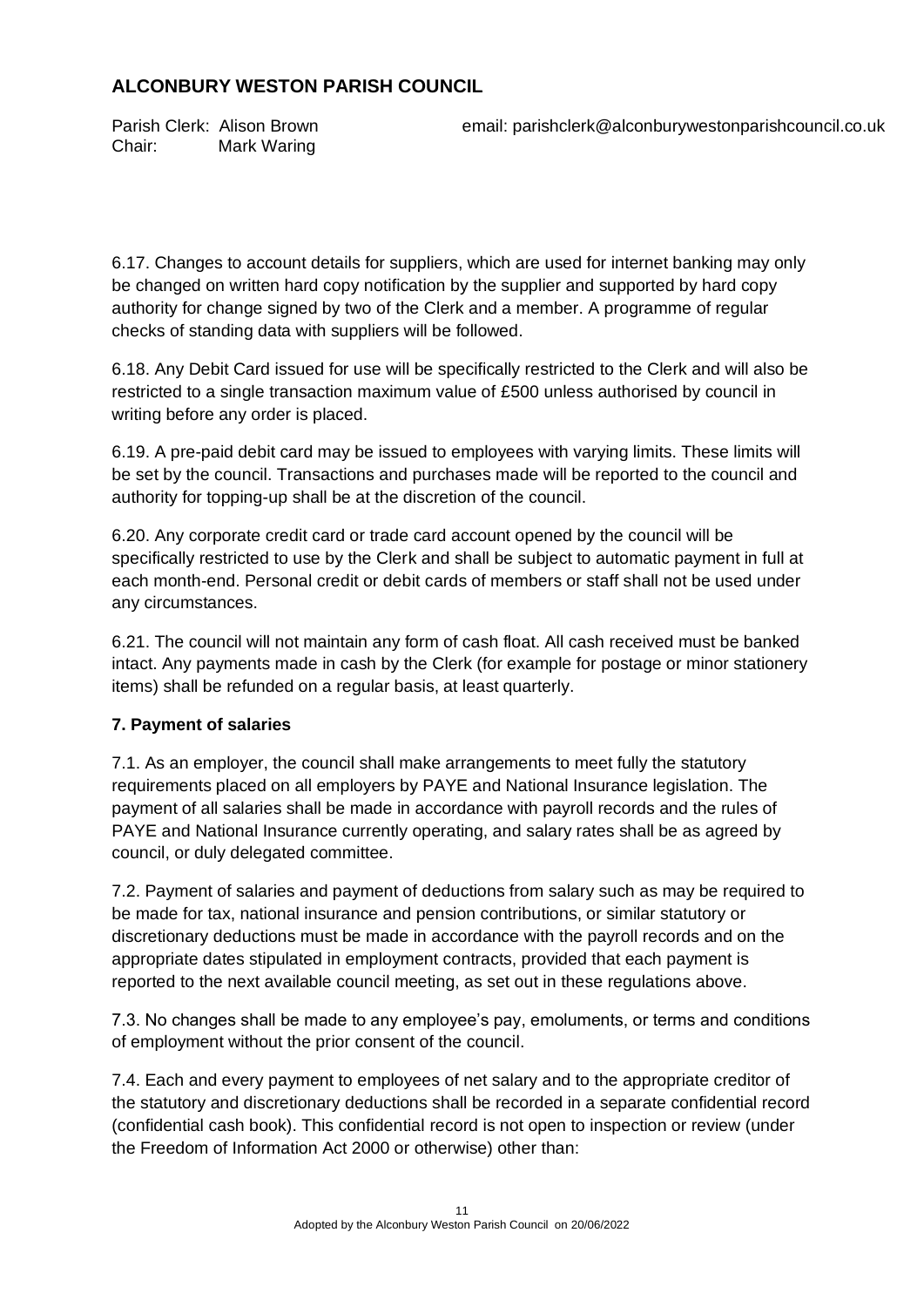6.17. Changes to account details for suppliers, which are used for internet banking may only be changed on written hard copy notification by the supplier and supported by hard copy authority for change signed by two of the Clerk and a member. A programme of regular checks of standing data with suppliers will be followed.

6.18. Any Debit Card issued for use will be specifically restricted to the Clerk and will also be restricted to a single transaction maximum value of £500 unless authorised by council in writing before any order is placed.

6.19. A pre-paid debit card may be issued to employees with varying limits. These limits will be set by the council. Transactions and purchases made will be reported to the council and authority for topping-up shall be at the discretion of the council.

6.20. Any corporate credit card or trade card account opened by the council will be specifically restricted to use by the Clerk and shall be subject to automatic payment in full at each month-end. Personal credit or debit cards of members or staff shall not be used under any circumstances.

6.21. The council will not maintain any form of cash float. All cash received must be banked intact. Any payments made in cash by the Clerk (for example for postage or minor stationery items) shall be refunded on a regular basis, at least quarterly.

### 7. Payment of salaries

7.1. As an employer, the council shall make arrangements to meet fully the statutory requirements placed on all employers by PAYE and National Insurance legislation. The payment of all salaries shall be made in accordance with payroll records and the rules of PAYE and National Insurance currently operating, and salary rates shall be as agreed by council, or duly delegated committee.

7.2. Payment of salaries and payment of deductions from salary such as may be required to be made for tax, national insurance and pension contributions, or similar statutory or discretionary deductions must be made in accordance with the payroll records and on the appropriate dates stipulated in employment contracts, provided that each payment is reported to the next available council meeting, as set out in these regulations above.

7.3. No changes shall be made to any employee's pay, emoluments, or terms and conditions of employment without the prior consent of the council.

7.4. Each and every payment to employees of net salary and to the appropriate creditor of the statutory and discretionary deductions shall be recorded in a separate confidential record (confidential cash book). This confidential record is not open to inspection or review (under the Freedom of Information Act 2000 or otherwise) other than: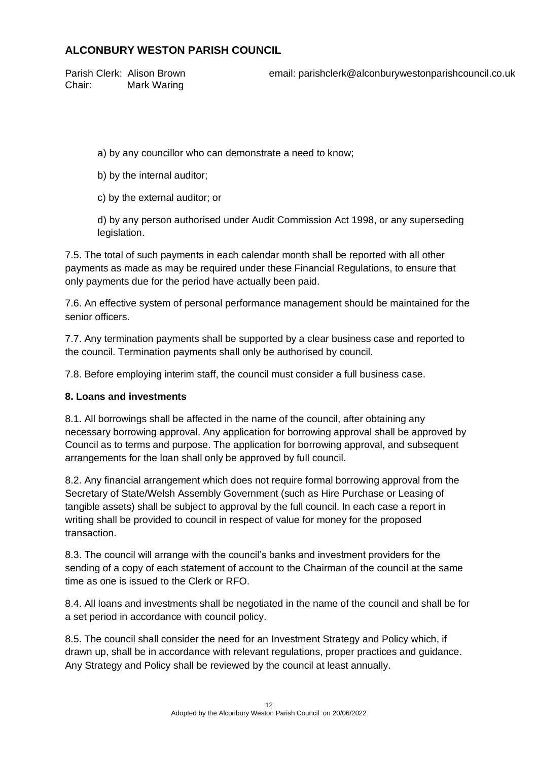a) by any councillor who can demonstrate a need to know;

b) by the internal auditor;

c) by the external auditor; or

d) by any person authorised under Audit Commission Act 1998, or any superseding legislation.

7.5. The total of such payments in each calendar month shall be reported with all other payments as made as may be required under these Financial Regulations, to ensure that only payments due for the period have actually been paid.

7.6. An effective system of personal performance management should be maintained for the senior officers.

7.7. Any termination payments shall be supported by a clear business case and reported to the council. Termination payments shall only be authorised by council.

7.8. Before employing interim staff, the council must consider a full business case.

**8. Loans and investments**

8.1. All borrowings shall be affected in the name of the council, after obtaining any necessary borrowing approval. Any application for borrowing approval shall be approved by Council as to terms and purpose. The application for borrowing approval, and subsequent arrangements for the loan shall only be approved by full council.

8.2. Any financial arrangement which does not require formal borrowing approval from the Secretary of State/Welsh Assembly Government (such as Hire Purchase or Leasing of tangible assets) shall be subject to approval by the full council. In each case a report in writing shall be provided to council in respect of value for money for the proposed transaction.

8.3. The council will arrange with the council's banks and investment providers for the sending of a copy of each statement of account to the Chairman of the council at the same time as one is issued to the Clerk or RFO.

8.4. All loans and investments shall be negotiated in the name of the council and shall be for a set period in accordance with council policy.

8.5. The council shall consider the need for an Investment Strategy and Policy which, if drawn up, shall be in accordance with relevant regulations, proper practices and guidance. Any Strategy and Policy shall be reviewed by the council at least annually.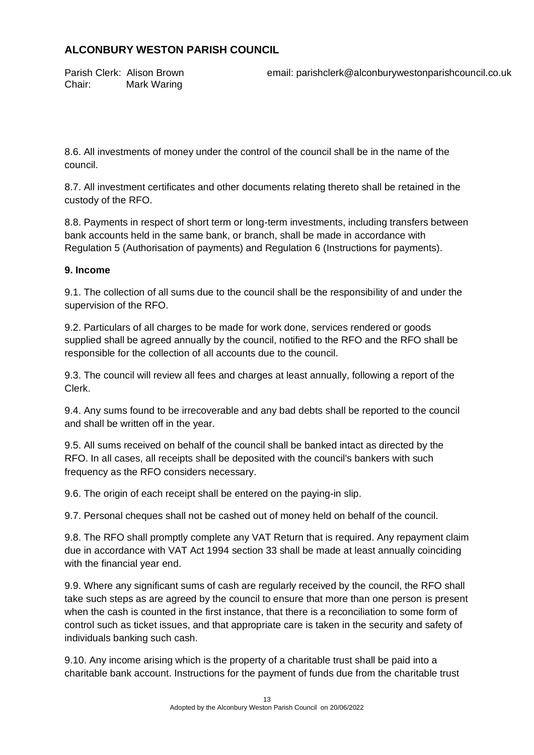8.6. All investments of money under the control of the council shall be in the name of the council.

8.7. All investment certificates and other documents relating thereto shall be retained in the custody of the RFO.

8.8. Payments in respect of short term or long-term investments, including transfers between bank accounts held in the same bank, or branch, shall be made in accordance with Regulation 5 (Authorisation of payments) and Regulation 6 (Instructions for payments).

**9. Income**

9.1. The collection of all sums due to the council shall be the responsibility of and under the supervision of the RFO.

9.2. Particulars of all charges to be made for work done, services rendered or goods supplied shall be agreed annually by the council, notified to the RFO and the RFO shall be responsible for the collection of all accounts due to the council.

9.3. The council will review all fees and charges at least annually, following a report of the Clerk.

9.4. Any sums found to be irrecoverable and any bad debts shall be reported to the council and shall be written off in the year.

9.5. All sums received on behalf of the council shall be banked intact as directed by the RFO. In all cases, all receipts shall be deposited with the council's bankers with such frequency as the RFO considers necessary.

9.6. The origin of each receipt shall be entered on the paying-in slip.

9.7. Personal cheques shall not be cashed out of money held on behalf of the council.

9.8. The RFO shall promptly complete any VAT Return that is required. Any repayment claim due in accordance with VAT Act 1994 section 33 shall be made at least annually coinciding with the financial year end.

9.9. Where any significant sums of cash are regularly received by the council, the RFO shall take such steps as are agreed by the council to ensure that more than one person is present when the cash is counted in the first instance, that there is a reconciliation to some form of control such as ticket issues, and that appropriate care is taken in the security and safety of individuals banking such cash.

9.10. Any income arising which is the property of a charitable trust shall be paid into a charitable bank account. Instructions for the payment of funds due from the charitable trust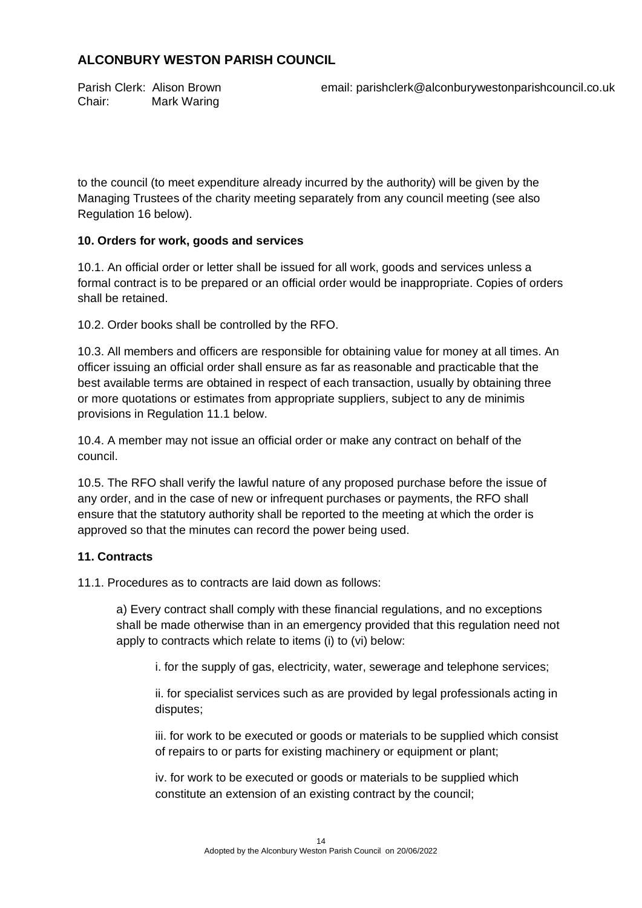to the council (to meet expenditure already incurred by the authority) will be given by the Managing Trustees of the charity meeting separately from any council meeting (see also Regulation 16 below).

**10. Orders for work, goods and services**

10.1. An official order or letter shall be issued for all work, goods and services unless a formal contract is to be prepared or an official order would be inappropriate. Copies of orders shall be retained.

10.2. Order books shall be controlled by the RFO.

10.3. All members and officers are responsible for obtaining value for money at all times. An officer issuing an official order shall ensure as far as reasonable and practicable that the best available terms are obtained in respect of each transaction, usually by obtaining three or more quotations or estimates from appropriate suppliers, subject to any de minimis provisions in Regulation 11.1 below.

10.4. A member may not issue an official order or make any contract on behalf of the council.

10.5. The RFO shall verify the lawful nature of any proposed purchase before the issue of any order, and in the case of new or infrequent purchases or payments, the RFO shall ensure that the statutory authority shall be reported to the meeting at which the order is approved so that the minutes can record the power being used.

**11. Contracts**

11.1. Procedures as to contracts are laid down as follows:

a) Every contract shall comply with these financial regulations, and no exceptions shall be made otherwise than in an emergency provided that this regulation need not apply to contracts which relate to items (i) to (vi) below:

i. for the supply of gas, electricity, water, sewerage and telephone services;

ii. for specialist services such as are provided by legal professionals acting in disputes;

iii. for work to be executed or goods or materials to be supplied which consist of repairs to or parts for existing machinery or equipment or plant;

iv. for work to be executed or goods or materials to be supplied which constitute an extension of an existing contract by the council;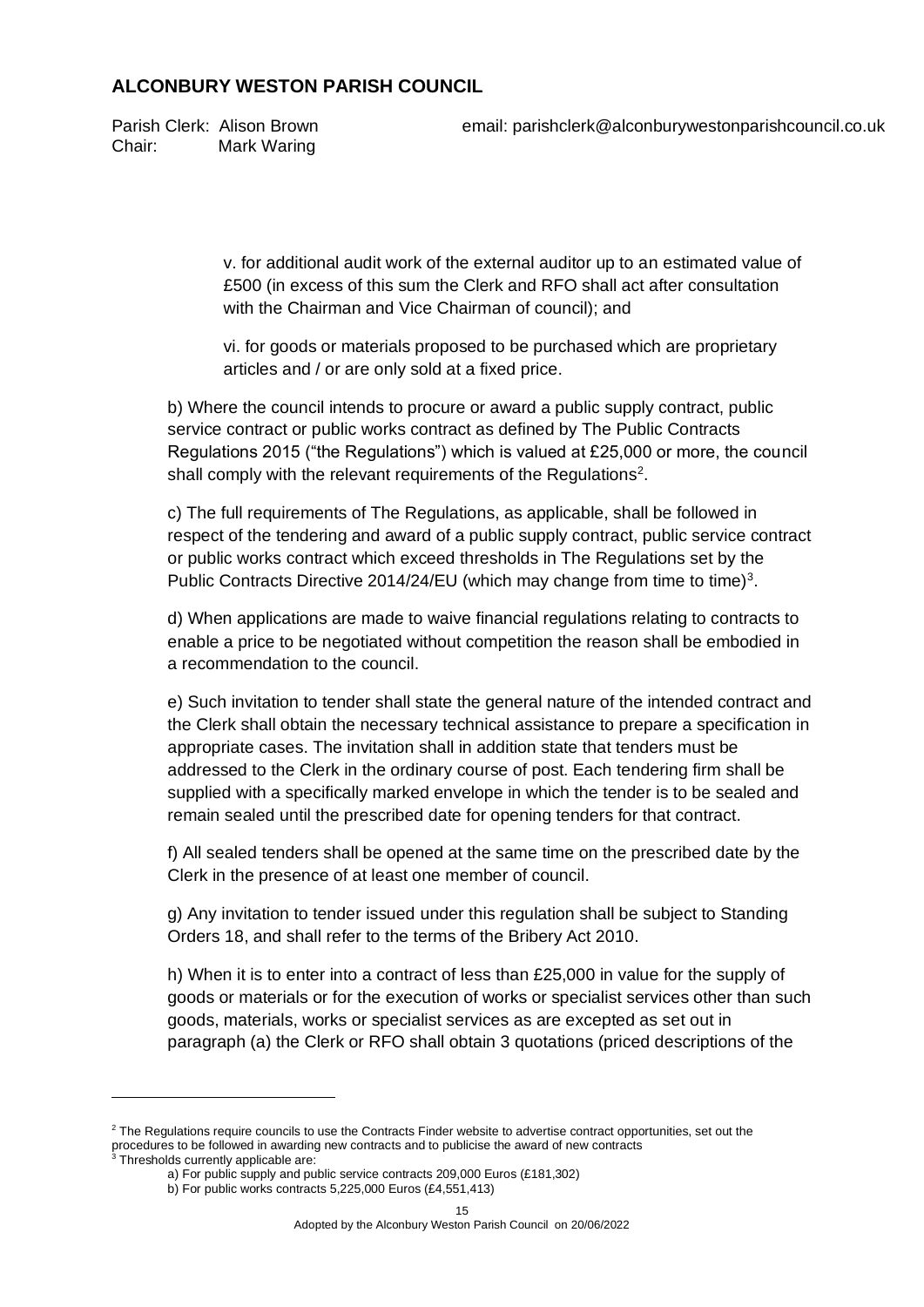v. for additional audit work of the external auditor up to an estimated value of £500 (in excess of this sum the Clerk and RFO shall act after consultation with the Chairman and Vice Chairman of council); and

vi. for goods or materials proposed to be purchased which are proprietary articles and / or are only sold at a fixed price.

b) Where the council intends to procure or award a public supply contract, public service contract or public works contract as defined by The Public Contracts Regulations 2015 ("the Regulations") which is valued at £25,000 or more, the council shall comply with the relevant requirements of the Regulations[2].

c) The full requirements of The Regulations, as applicable, shall be followed in respect of the tendering and award of a public supply contract, public service contract or public works contract which exceed thresholds in The Regulations set by the Public Contracts Directive 2014/24/EU (which may change from time to time)[3].

d) When applications are made to waive financial regulations relating to contracts to enable a price to be negotiated without competition the reason shall be embodied in a recommendation to the council.

e) Such invitation to tender shall state the general nature of the intended contract and the Clerk shall obtain the necessary technical assistance to prepare a specification in appropriate cases. The invitation shall in addition state that tenders must be addressed to the Clerk in the ordinary course of post. Each tendering firm shall be supplied with a specifically marked envelope in which the tender is to be sealed and remain sealed until the prescribed date for opening tenders for that contract.

f) All sealed tenders shall be opened at the same time on the prescribed date by the Clerk in the presence of at least one member of council.

g) Any invitation to tender issued under this regulation shall be subject to Standing Orders 18, and shall refer to the terms of the Bribery Act 2010.

h) When it is to enter into a contract of less than £25,000 in value for the supply of goods or materials or for the execution of works or specialist services other than such goods, materials, works or specialist services as are excepted as set out in paragraph (a) the Clerk or RFO shall obtain 3 quotations (priced descriptions of the

---

[2] The Regulations require councils to use the Contracts Finder website to advertise contract opportunities, set out the procedures to be followed in awarding new contracts and to publicise the award of new contracts

[3] Thresholds currently applicable are:

a) For public supply and public service contracts 209,000 Euros (£181,302)

b) For public works contracts 5,225,000 Euros (£4,551,413)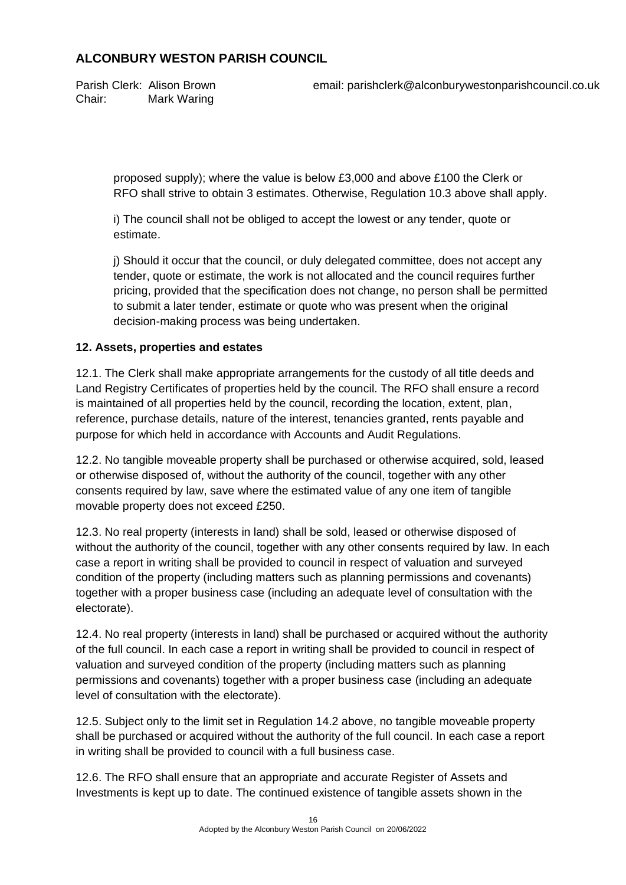proposed supply); where the value is below £3,000 and above £100 the Clerk or RFO shall strive to obtain 3 estimates. Otherwise, Regulation 10.3 above shall apply.

i) The council shall not be obliged to accept the lowest or any tender, quote or estimate.

j) Should it occur that the council, or duly delegated committee, does not accept any tender, quote or estimate, the work is not allocated and the council requires further pricing, provided that the specification does not change, no person shall be permitted to submit a later tender, estimate or quote who was present when the original decision-making process was being undertaken.

**12. Assets, properties and estates**

12.1. The Clerk shall make appropriate arrangements for the custody of all title deeds and Land Registry Certificates of properties held by the council. The RFO shall ensure a record is maintained of all properties held by the council, recording the location, extent, plan, reference, purchase details, nature of the interest, tenancies granted, rents payable and purpose for which held in accordance with Accounts and Audit Regulations.

12.2. No tangible moveable property shall be purchased or otherwise acquired, sold, leased or otherwise disposed of, without the authority of the council, together with any other consents required by law, save where the estimated value of any one item of tangible movable property does not exceed £250.

12.3. No real property (interests in land) shall be sold, leased or otherwise disposed of without the authority of the council, together with any other consents required by law. In each case a report in writing shall be provided to council in respect of valuation and surveyed condition of the property (including matters such as planning permissions and covenants) together with a proper business case (including an adequate level of consultation with the electorate).

12.4. No real property (interests in land) shall be purchased or acquired without the authority of the full council. In each case a report in writing shall be provided to council in respect of valuation and surveyed condition of the property (including matters such as planning permissions and covenants) together with a proper business case (including an adequate level of consultation with the electorate).

12.5. Subject only to the limit set in Regulation 14.2 above, no tangible moveable property shall be purchased or acquired without the authority of the full council. In each case a report in writing shall be provided to council with a full business case.

12.6. The RFO shall ensure that an appropriate and accurate Register of Assets and Investments is kept up to date. The continued existence of tangible assets shown in the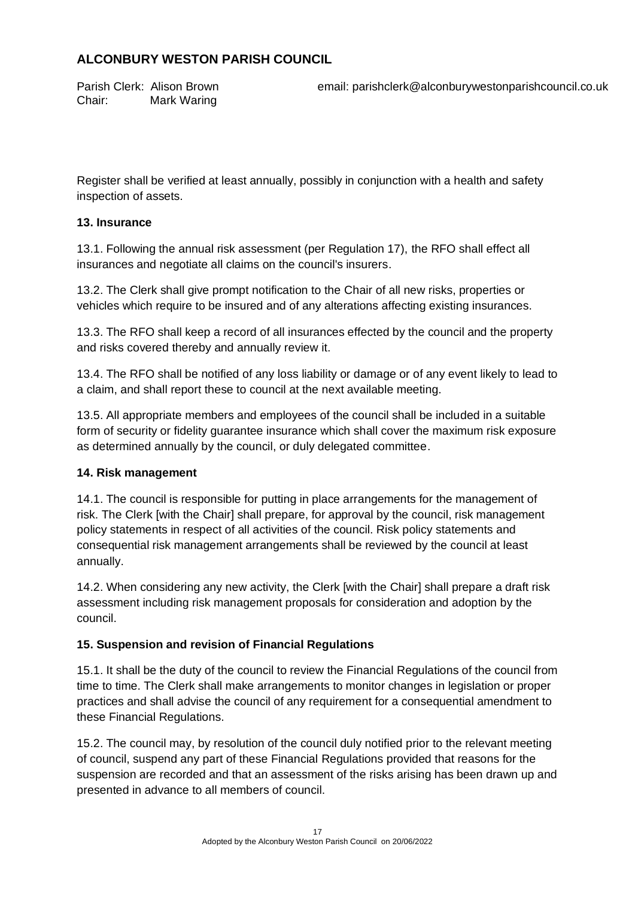Register shall be verified at least annually, possibly in conjunction with a health and safety inspection of assets.

**13. Insurance**

13.1. Following the annual risk assessment (per Regulation 17), the RFO shall effect all insurances and negotiate all claims on the council's insurers.

13.2. The Clerk shall give prompt notification to the Chair of all new risks, properties or vehicles which require to be insured and of any alterations affecting existing insurances.

13.3. The RFO shall keep a record of all insurances effected by the council and the property and risks covered thereby and annually review it.

13.4. The RFO shall be notified of any loss liability or damage or of any event likely to lead to a claim, and shall report these to council at the next available meeting.

13.5. All appropriate members and employees of the council shall be included in a suitable form of security or fidelity guarantee insurance which shall cover the maximum risk exposure as determined annually by the council, or duly delegated committee.

**14. Risk management**

14.1. The council is responsible for putting in place arrangements for the management of risk. The Clerk [with the Chair] shall prepare, for approval by the council, risk management policy statements in respect of all activities of the council. Risk policy statements and consequential risk management arrangements shall be reviewed by the council at least annually.

14.2. When considering any new activity, the Clerk [with the Chair] shall prepare a draft risk assessment including risk management proposals for consideration and adoption by the council.

**15. Suspension and revision of Financial Regulations**

15.1. It shall be the duty of the council to review the Financial Regulations of the council from time to time. The Clerk shall make arrangements to monitor changes in legislation or proper practices and shall advise the council of any requirement for a consequential amendment to these Financial Regulations.

15.2. The council may, by resolution of the council duly notified prior to the relevant meeting of council, suspend any part of these Financial Regulations provided that reasons for the suspension are recorded and that an assessment of the risks arising has been drawn up and presented in advance to all members of council.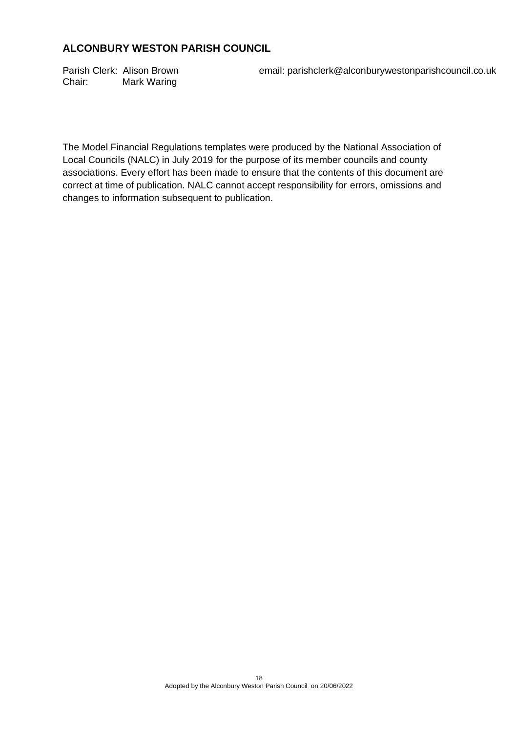## ALCONBURY WESTON PARISH COUNCIL

Parish Clerk: Alison Brown
Chair: Mark Waring

email: parishclerk@alconburywestonparishcouncil.co.uk

The Model Financial Regulations templates were produced by the National Association of Local Councils (NALC) in July 2019 for the purpose of its member councils and county associations. Every effort has been made to ensure that the contents of this document are correct at time of publication. NALC cannot accept responsibility for errors, omissions and changes to information subsequent to publication.